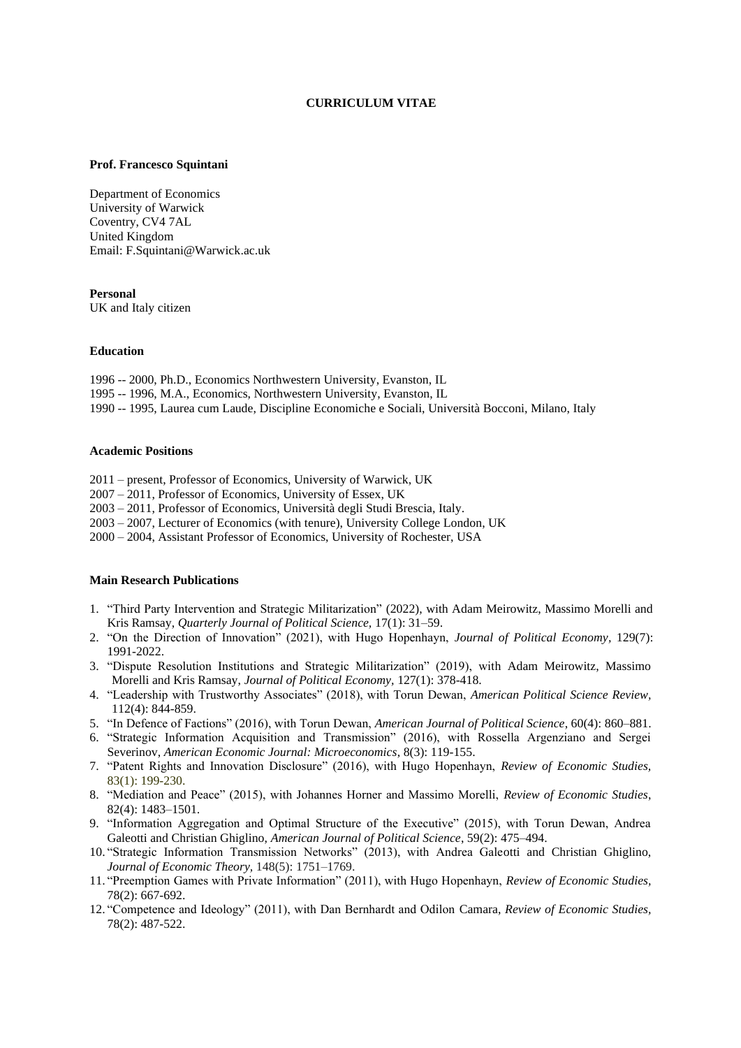# CURRICULUM VITAE

**Prof. Francesco Squintani**

Department of Economics
University of Warwick
Coventry, CV4 7AL
United Kingdom
Email: F.Squintani@Warwick.ac.uk

**Personal**
UK and Italy citizen

**Education**

1996 -- 2000, Ph.D., Economics Northwestern University, Evanston, IL
1995 -- 1996, M.A., Economics, Northwestern University, Evanston, IL
1990 -- 1995, Laurea cum Laude, Discipline Economiche e Sociali, Università Bocconi, Milano, Italy

**Academic Positions**

2011 – present, Professor of Economics, University of Warwick, UK
2007 – 2011, Professor of Economics, University of Essex, UK
2003 – 2011, Professor of Economics, Università degli Studi Brescia, Italy.
2003 – 2007, Lecturer of Economics (with tenure), University College London, UK
2000 – 2004, Assistant Professor of Economics, University of Rochester, USA

**Main Research Publications**

1. "Third Party Intervention and Strategic Militarization" (2022), with Adam Meirowitz, Massimo Morelli and Kris Ramsay, *Quarterly Journal of Political Science*, 17(1): 31–59.
2. "On the Direction of Innovation" (2021), with Hugo Hopenhayn, *Journal of Political Economy*, 129(7): 1991-2022.
3. "Dispute Resolution Institutions and Strategic Militarization" (2019), with Adam Meirowitz, Massimo Morelli and Kris Ramsay, *Journal of Political Economy*, 127(1): 378-418.
4. "Leadership with Trustworthy Associates" (2018), with Torun Dewan, *American Political Science Review*, 112(4): 844-859.
5. "In Defence of Factions" (2016), with Torun Dewan, *American Journal of Political Science*, 60(4): 860–881.
6. "Strategic Information Acquisition and Transmission" (2016), with Rossella Argenziano and Sergei Severinov, *American Economic Journal: Microeconomics*, 8(3): 119-155.
7. "Patent Rights and Innovation Disclosure" (2016), with Hugo Hopenhayn, *Review of Economic Studies*, 83(1): 199-230.
8. "Mediation and Peace" (2015), with Johannes Horner and Massimo Morelli, *Review of Economic Studies*, 82(4): 1483–1501.
9. "Information Aggregation and Optimal Structure of the Executive" (2015), with Torun Dewan, Andrea Galeotti and Christian Ghiglino, *American Journal of Political Science*, 59(2): 475–494.
10. "Strategic Information Transmission Networks" (2013), with Andrea Galeotti and Christian Ghiglino, *Journal of Economic Theory*, 148(5): 1751–1769.
11. "Preemption Games with Private Information" (2011), with Hugo Hopenhayn, *Review of Economic Studies*, 78(2): 667-692.
12. "Competence and Ideology" (2011), with Dan Bernhardt and Odilon Camara, *Review of Economic Studies*, 78(2): 487-522.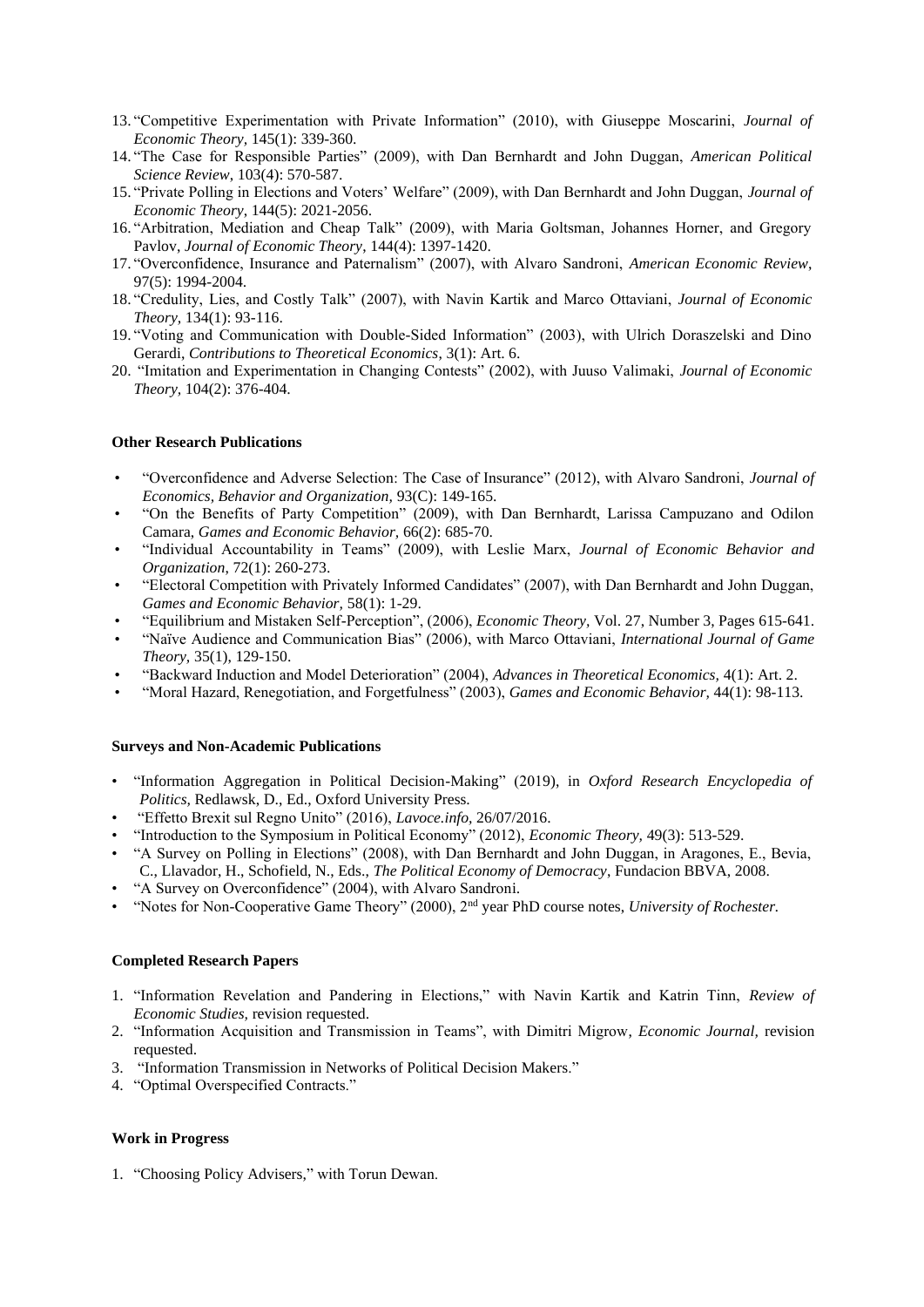13. "Competitive Experimentation with Private Information" (2010), with Giuseppe Moscarini, *Journal of Economic Theory,* 145(1): 339-360.
14. "The Case for Responsible Parties" (2009), with Dan Bernhardt and John Duggan, *American Political Science Review*, 103(4): 570-587.
15. "Private Polling in Elections and Voters' Welfare" (2009), with Dan Bernhardt and John Duggan, *Journal of Economic Theory,* 144(5): 2021-2056.
16. "Arbitration, Mediation and Cheap Talk" (2009), with Maria Goltsman, Johannes Horner, and Gregory Pavlov, *Journal of Economic Theory*, 144(4): 1397-1420.
17. "Overconfidence, Insurance and Paternalism" (2007), with Alvaro Sandroni, *American Economic Review*, 97(5): 1994-2004.
18. "Credulity, Lies, and Costly Talk" (2007), with Navin Kartik and Marco Ottaviani, *Journal of Economic Theory,* 134(1): 93-116.
19. "Voting and Communication with Double-Sided Information" (2003), with Ulrich Doraszelski and Dino Gerardi, *Contributions to Theoretical Economics*, 3(1): Art. 6.
20. "Imitation and Experimentation in Changing Contests" (2002), with Juuso Valimaki, *Journal of Economic Theory,* 104(2): 376-404.

**Other Research Publications**

- "Overconfidence and Adverse Selection: The Case of Insurance" (2012), with Alvaro Sandroni, *Journal of Economics, Behavior and Organization,* 93(C): 149-165.
- "On the Benefits of Party Competition" (2009), with Dan Bernhardt, Larissa Campuzano and Odilon Camara, *Games and Economic Behavior,* 66(2): 685-70.
- "Individual Accountability in Teams" (2009), with Leslie Marx, *Journal of Economic Behavior and Organization,* 72(1): 260-273.
- "Electoral Competition with Privately Informed Candidates" (2007), with Dan Bernhardt and John Duggan, *Games and Economic Behavior,* 58(1): 1-29.
- "Equilibrium and Mistaken Self-Perception", (2006), *Economic Theory,* Vol. 27, Number 3, Pages 615-641.
- "Naïve Audience and Communication Bias" (2006), with Marco Ottaviani, *International Journal of Game Theory,* 35(1), 129-150.
- "Backward Induction and Model Deterioration" (2004), *Advances in Theoretical Economics,* 4(1): Art. 2.
- "Moral Hazard, Renegotiation, and Forgetfulness" (2003), *Games and Economic Behavior,* 44(1): 98-113.

**Surveys and Non-Academic Publications**

- "Information Aggregation in Political Decision-Making" (2019), in *Oxford Research Encyclopedia of Politics,* Redlawsk, D., Ed., Oxford University Press.
- "Effetto Brexit sul Regno Unito" (2016), *Lavoce.info,* 26/07/2016.
- "Introduction to the Symposium in Political Economy" (2012), *Economic Theory,* 49(3): 513-529.
- "A Survey on Polling in Elections" (2008), with Dan Bernhardt and John Duggan, in Aragones, E., Bevia, C., Llavador, H., Schofield, N., Eds., *The Political Economy of Democracy*, Fundacion BBVA, 2008.
- "A Survey on Overconfidence" (2004), with Alvaro Sandroni.
- "Notes for Non-Cooperative Game Theory" (2000), 2nd year PhD course notes, *University of Rochester.*

**Completed Research Papers**

1. "Information Revelation and Pandering in Elections," with Navin Kartik and Katrin Tinn, *Review of Economic Studies,* revision requested.
2. "Information Acquisition and Transmission in Teams", with Dimitri Migrow, *Economic Journal,* revision requested.
3. "Information Transmission in Networks of Political Decision Makers."
4. "Optimal Overspecified Contracts."

**Work in Progress**

1. "Choosing Policy Advisers," with Torun Dewan.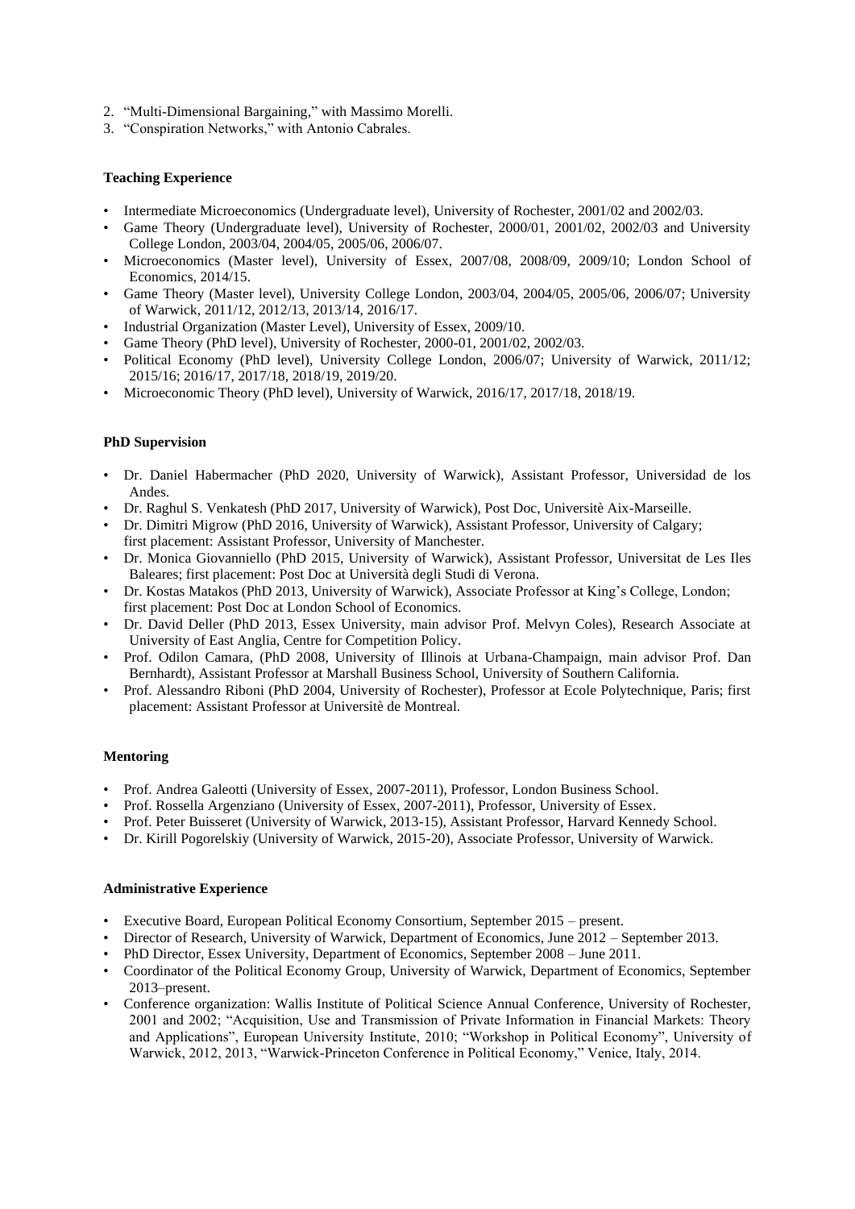2. "Multi-Dimensional Bargaining," with Massimo Morelli.
3. "Conspiration Networks," with Antonio Cabrales.

**Teaching Experience**

- Intermediate Microeconomics (Undergraduate level), University of Rochester, 2001/02 and 2002/03.
- Game Theory (Undergraduate level), University of Rochester, 2000/01, 2001/02, 2002/03 and University College London, 2003/04, 2004/05, 2005/06, 2006/07.
- Microeconomics (Master level), University of Essex, 2007/08, 2008/09, 2009/10; London School of Economics, 2014/15.
- Game Theory (Master level), University College London, 2003/04, 2004/05, 2005/06, 2006/07; University of Warwick, 2011/12, 2012/13, 2013/14, 2016/17.
- Industrial Organization (Master Level), University of Essex, 2009/10.
- Game Theory (PhD level), University of Rochester, 2000-01, 2001/02, 2002/03.
- Political Economy (PhD level), University College London, 2006/07; University of Warwick, 2011/12; 2015/16; 2016/17, 2017/18, 2018/19, 2019/20.
- Microeconomic Theory (PhD level), University of Warwick, 2016/17, 2017/18, 2018/19.

**PhD Supervision**

- Dr. Daniel Habermacher (PhD 2020, University of Warwick), Assistant Professor, Universidad de los Andes.
- Dr. Raghul S. Venkatesh (PhD 2017, University of Warwick), Post Doc, Universitè Aix-Marseille.
- Dr. Dimitri Migrow (PhD 2016, University of Warwick), Assistant Professor, University of Calgary; first placement: Assistant Professor, University of Manchester.
- Dr. Monica Giovanniello (PhD 2015, University of Warwick), Assistant Professor, Universitat de Les Iles Baleares; first placement: Post Doc at Università degli Studi di Verona.
- Dr. Kostas Matakos (PhD 2013, University of Warwick), Associate Professor at King's College, London; first placement: Post Doc at London School of Economics.
- Dr. David Deller (PhD 2013, Essex University, main advisor Prof. Melvyn Coles), Research Associate at University of East Anglia, Centre for Competition Policy.
- Prof. Odilon Camara, (PhD 2008, University of Illinois at Urbana-Champaign, main advisor Prof. Dan Bernhardt), Assistant Professor at Marshall Business School, University of Southern California.
- Prof. Alessandro Riboni (PhD 2004, University of Rochester), Professor at Ecole Polytechnique, Paris; first placement: Assistant Professor at Universitè de Montreal.

**Mentoring**

- Prof. Andrea Galeotti (University of Essex, 2007-2011), Professor, London Business School.
- Prof. Rossella Argenziano (University of Essex, 2007-2011), Professor, University of Essex.
- Prof. Peter Buisseret (University of Warwick, 2013-15), Assistant Professor, Harvard Kennedy School.
- Dr. Kirill Pogorelskiy (University of Warwick, 2015-20), Associate Professor, University of Warwick.

**Administrative Experience**

- Executive Board, European Political Economy Consortium, September 2015 – present.
- Director of Research, University of Warwick, Department of Economics, June 2012 – September 2013.
- PhD Director, Essex University, Department of Economics, September 2008 – June 2011.
- Coordinator of the Political Economy Group, University of Warwick, Department of Economics, September 2013–present.
- Conference organization: Wallis Institute of Political Science Annual Conference, University of Rochester, 2001 and 2002; "Acquisition, Use and Transmission of Private Information in Financial Markets: Theory and Applications", European University Institute, 2010; "Workshop in Political Economy", University of Warwick, 2012, 2013, "Warwick-Princeton Conference in Political Economy," Venice, Italy, 2014.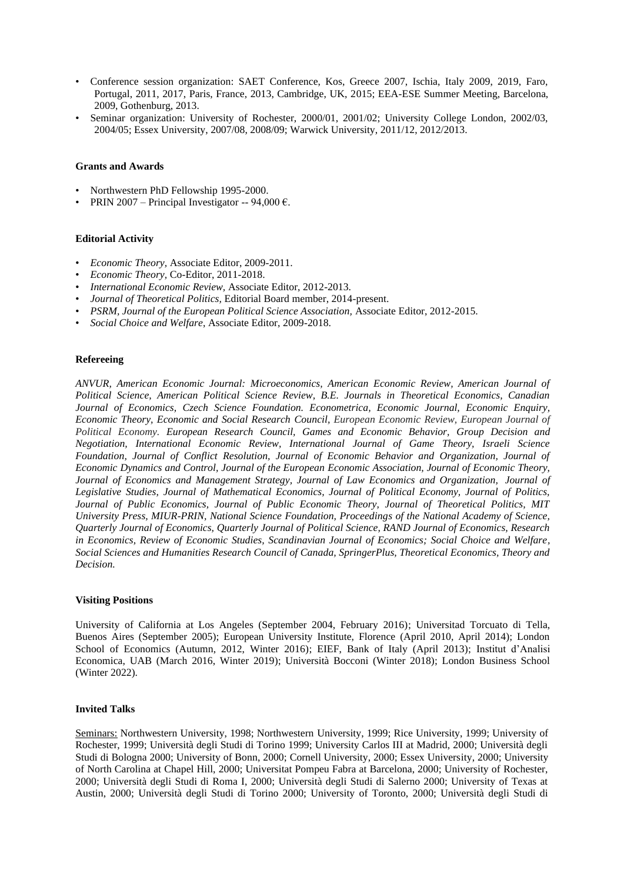- Conference session organization: SAET Conference, Kos, Greece 2007, Ischia, Italy 2009, 2019, Faro, Portugal, 2011, 2017, Paris, France, 2013, Cambridge, UK, 2015; EEA-ESE Summer Meeting, Barcelona, 2009, Gothenburg, 2013.
- Seminar organization: University of Rochester, 2000/01, 2001/02; University College London, 2002/03, 2004/05; Essex University, 2007/08, 2008/09; Warwick University, 2011/12, 2012/2013.

**Grants and Awards**

- Northwestern PhD Fellowship 1995-2000.
- PRIN 2007 – Principal Investigator -- 94,000 €.

**Editorial Activity**

- *Economic Theory,* Associate Editor, 2009-2011.
- *Economic Theory,* Co-Editor, 2011-2018.
- *International Economic Review,* Associate Editor, 2012-2013.
- *Journal of Theoretical Politics,* Editorial Board member, 2014-present.
- *PSRM, Journal of the European Political Science Association,* Associate Editor, 2012-2015.
- *Social Choice and Welfare*, Associate Editor, 2009-2018.

**Refereeing**

*ANVUR, American Economic Journal: Microeconomics, American Economic Review, American Journal of Political Science, American Political Science Review, B.E. Journals in Theoretical Economics, Canadian Journal of Economics, Czech Science Foundation. Econometrica, Economic Journal, Economic Enquiry, Economic Theory, Economic and Social Research Council, European Economic Review, European Journal of Political Economy. European Research Council, Games and Economic Behavior, Group Decision and Negotiation, International Economic Review, International Journal of Game Theory, Israeli Science Foundation, Journal of Conflict Resolution, Journal of Economic Behavior and Organization, Journal of Economic Dynamics and Control, Journal of the European Economic Association, Journal of Economic Theory, Journal of Economics and Management Strategy, Journal of Law Economics and Organization, Journal of Legislative Studies, Journal of Mathematical Economics, Journal of Political Economy, Journal of Politics, Journal of Public Economics, Journal of Public Economic Theory, Journal of Theoretical Politics, MIT University Press, MIUR-PRIN, National Science Foundation, Proceedings of the National Academy of Science, Quarterly Journal of Economics, Quarterly Journal of Political Science, RAND Journal of Economics, Research in Economics, Review of Economic Studies, Scandinavian Journal of Economics; Social Choice and Welfare, Social Sciences and Humanities Research Council of Canada, SpringerPlus, Theoretical Economics, Theory and Decision.*

**Visiting Positions**

University of California at Los Angeles (September 2004, February 2016); Universitad Torcuato di Tella, Buenos Aires (September 2005); European University Institute, Florence (April 2010, April 2014); London School of Economics (Autumn, 2012, Winter 2016); EIEF, Bank of Italy (April 2013); Institut d'Analisi Economica, UAB (March 2016, Winter 2019); Università Bocconi (Winter 2018); London Business School (Winter 2022).

**Invited Talks**

Seminars: Northwestern University, 1998; Northwestern University, 1999; Rice University, 1999; University of Rochester, 1999; Università degli Studi di Torino 1999; University Carlos III at Madrid, 2000; Università degli Studi di Bologna 2000; University of Bonn, 2000; Cornell University, 2000; Essex University, 2000; University of North Carolina at Chapel Hill, 2000; Universitat Pompeu Fabra at Barcelona, 2000; University of Rochester, 2000; Università degli Studi di Roma I, 2000; Università degli Studi di Salerno 2000; University of Texas at Austin, 2000; Università degli Studi di Torino 2000; University of Toronto, 2000; Università degli Studi di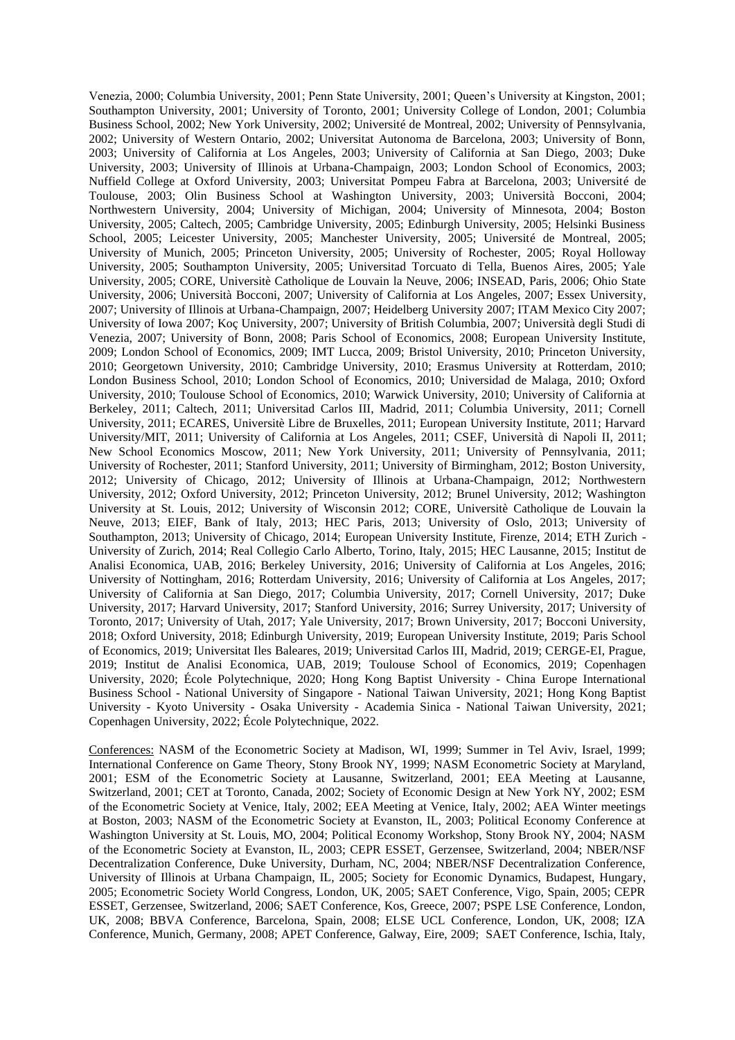Venezia, 2000; Columbia University, 2001; Penn State University, 2001; Queen's University at Kingston, 2001; Southampton University, 2001; University of Toronto, 2001; University College of London, 2001; Columbia Business School, 2002; New York University, 2002; Université de Montreal, 2002; University of Pennsylvania, 2002; University of Western Ontario, 2002; Universitat Autonoma de Barcelona, 2003; University of Bonn, 2003; University of California at Los Angeles, 2003; University of California at San Diego, 2003; Duke University, 2003; University of Illinois at Urbana-Champaign, 2003; London School of Economics, 2003; Nuffield College at Oxford University, 2003; Universitat Pompeu Fabra at Barcelona, 2003; Université de Toulouse, 2003; Olin Business School at Washington University, 2003; Università Bocconi, 2004; Northwestern University, 2004; University of Michigan, 2004; University of Minnesota, 2004; Boston University, 2005; Caltech, 2005; Cambridge University, 2005; Edinburgh University, 2005; Helsinki Business School, 2005; Leicester University, 2005; Manchester University, 2005; Université de Montreal, 2005; University of Munich, 2005; Princeton University, 2005; University of Rochester, 2005; Royal Holloway University, 2005; Southampton University, 2005; Universitad Torcuato di Tella, Buenos Aires, 2005; Yale University, 2005; CORE, Universitè Catholique de Louvain la Neuve, 2006; INSEAD, Paris, 2006; Ohio State University, 2006; Università Bocconi, 2007; University of California at Los Angeles, 2007; Essex University, 2007; University of Illinois at Urbana-Champaign, 2007; Heidelberg University 2007; ITAM Mexico City 2007; University of Iowa 2007; Koç University, 2007; University of British Columbia, 2007; Università degli Studi di Venezia, 2007; University of Bonn, 2008; Paris School of Economics, 2008; European University Institute, 2009; London School of Economics, 2009; IMT Lucca, 2009; Bristol University, 2010; Princeton University, 2010; Georgetown University, 2010; Cambridge University, 2010; Erasmus University at Rotterdam, 2010; London Business School, 2010; London School of Economics, 2010; Universidad de Malaga, 2010; Oxford University, 2010; Toulouse School of Economics, 2010; Warwick University, 2010; University of California at Berkeley, 2011; Caltech, 2011; Universitad Carlos III, Madrid, 2011; Columbia University, 2011; Cornell University, 2011; ECARES, Universitè Libre de Bruxelles, 2011; European University Institute, 2011; Harvard University/MIT, 2011; University of California at Los Angeles, 2011; CSEF, Università di Napoli II, 2011; New School Economics Moscow, 2011; New York University, 2011; University of Pennsylvania, 2011; University of Rochester, 2011; Stanford University, 2011; University of Birmingham, 2012; Boston University, 2012; University of Chicago, 2012; University of Illinois at Urbana-Champaign, 2012; Northwestern University, 2012; Oxford University, 2012; Princeton University, 2012; Brunel University, 2012; Washington University at St. Louis, 2012; University of Wisconsin 2012; CORE, Universitè Catholique de Louvain la Neuve, 2013; EIEF, Bank of Italy, 2013; HEC Paris, 2013; University of Oslo, 2013; University of Southampton, 2013; University of Chicago, 2014; European University Institute, Firenze, 2014; ETH Zurich - University of Zurich, 2014; Real Collegio Carlo Alberto, Torino, Italy, 2015; HEC Lausanne, 2015; Institut de Analisi Economica, UAB, 2016; Berkeley University, 2016; University of California at Los Angeles, 2016; University of Nottingham, 2016; Rotterdam University, 2016; University of California at Los Angeles, 2017; University of California at San Diego, 2017; Columbia University, 2017; Cornell University, 2017; Duke University, 2017; Harvard University, 2017; Stanford University, 2016; Surrey University, 2017; University of Toronto, 2017; University of Utah, 2017; Yale University, 2017; Brown University, 2017; Bocconi University, 2018; Oxford University, 2018; Edinburgh University, 2019; European University Institute, 2019; Paris School of Economics, 2019; Universitat Iles Baleares, 2019; Universitad Carlos III, Madrid, 2019; CERGE-EI, Prague, 2019; Institut de Analisi Economica, UAB, 2019; Toulouse School of Economics, 2019; Copenhagen University, 2020; École Polytechnique, 2020; Hong Kong Baptist University - China Europe International Business School - National University of Singapore - National Taiwan University, 2021; Hong Kong Baptist University - Kyoto University - Osaka University - Academia Sinica - National Taiwan University, 2021; Copenhagen University, 2022; École Polytechnique, 2022.

Conferences: NASM of the Econometric Society at Madison, WI, 1999; Summer in Tel Aviv, Israel, 1999; International Conference on Game Theory, Stony Brook NY, 1999; NASM Econometric Society at Maryland, 2001; ESM of the Econometric Society at Lausanne, Switzerland, 2001; EEA Meeting at Lausanne, Switzerland, 2001; CET at Toronto, Canada, 2002; Society of Economic Design at New York NY, 2002; ESM of the Econometric Society at Venice, Italy, 2002; EEA Meeting at Venice, Italy, 2002; AEA Winter meetings at Boston, 2003; NASM of the Econometric Society at Evanston, IL, 2003; Political Economy Conference at Washington University at St. Louis, MO, 2004; Political Economy Workshop, Stony Brook NY, 2004; NASM of the Econometric Society at Evanston, IL, 2003; CEPR ESSET, Gerzensee, Switzerland, 2004; NBER/NSF Decentralization Conference, Duke University, Durham, NC, 2004; NBER/NSF Decentralization Conference, University of Illinois at Urbana Champaign, IL, 2005; Society for Economic Dynamics, Budapest, Hungary, 2005; Econometric Society World Congress, London, UK, 2005; SAET Conference, Vigo, Spain, 2005; CEPR ESSET, Gerzensee, Switzerland, 2006; SAET Conference, Kos, Greece, 2007; PSPE LSE Conference, London, UK, 2008; BBVA Conference, Barcelona, Spain, 2008; ELSE UCL Conference, London, UK, 2008; IZA Conference, Munich, Germany, 2008; APET Conference, Galway, Eire, 2009; SAET Conference, Ischia, Italy,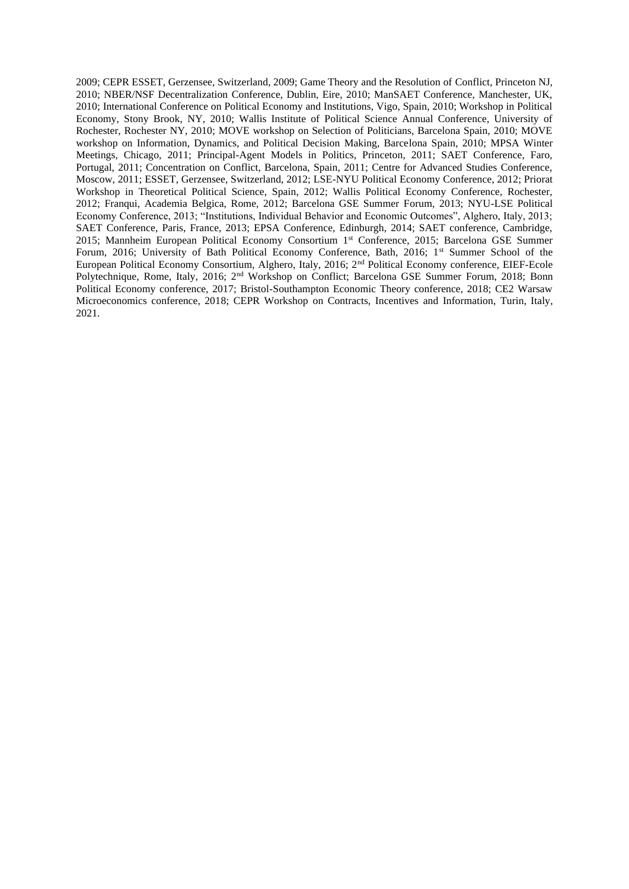2009; CEPR ESSET, Gerzensee, Switzerland, 2009; Game Theory and the Resolution of Conflict, Princeton NJ, 2010; NBER/NSF Decentralization Conference, Dublin, Eire, 2010; ManSAET Conference, Manchester, UK, 2010; International Conference on Political Economy and Institutions, Vigo, Spain, 2010; Workshop in Political Economy, Stony Brook, NY, 2010; Wallis Institute of Political Science Annual Conference, University of Rochester, Rochester NY, 2010; MOVE workshop on Selection of Politicians, Barcelona Spain, 2010; MOVE workshop on Information, Dynamics, and Political Decision Making, Barcelona Spain, 2010; MPSA Winter Meetings, Chicago, 2011; Principal-Agent Models in Politics, Princeton, 2011; SAET Conference, Faro, Portugal, 2011; Concentration on Conflict, Barcelona, Spain, 2011; Centre for Advanced Studies Conference, Moscow, 2011; ESSET, Gerzensee, Switzerland, 2012; LSE-NYU Political Economy Conference, 2012; Priorat Workshop in Theoretical Political Science, Spain, 2012; Wallis Political Economy Conference, Rochester, 2012; Franqui, Academia Belgica, Rome, 2012; Barcelona GSE Summer Forum, 2013; NYU-LSE Political Economy Conference, 2013; "Institutions, Individual Behavior and Economic Outcomes", Alghero, Italy, 2013; SAET Conference, Paris, France, 2013; EPSA Conference, Edinburgh, 2014; SAET conference, Cambridge, 2015; Mannheim European Political Economy Consortium 1st Conference, 2015; Barcelona GSE Summer Forum, 2016; University of Bath Political Economy Conference, Bath, 2016; 1st Summer School of the European Political Economy Consortium, Alghero, Italy, 2016; 2nd Political Economy conference, EIEF-Ecole Polytechnique, Rome, Italy, 2016; 2nd Workshop on Conflict; Barcelona GSE Summer Forum, 2018; Bonn Political Economy conference, 2017; Bristol-Southampton Economic Theory conference, 2018; CE2 Warsaw Microeconomics conference, 2018; CEPR Workshop on Contracts, Incentives and Information, Turin, Italy, 2021.